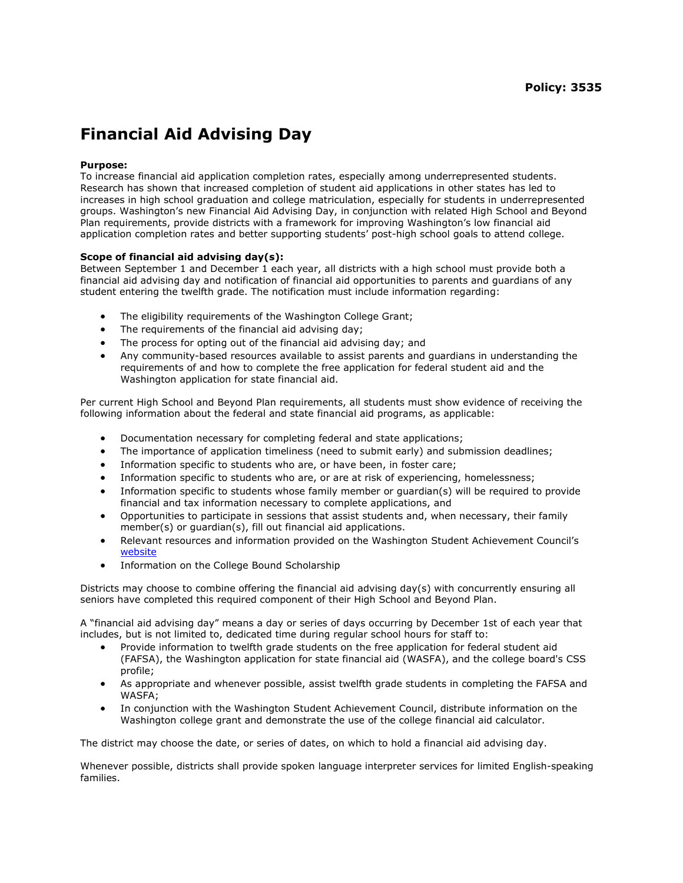**Policy: 3535**

# Financial Aid Advising Day

**Purpose:**
To increase financial aid application completion rates, especially among underrepresented students. Research has shown that increased completion of student aid applications in other states has led to increases in high school graduation and college matriculation, especially for students in underrepresented groups. Washington's new Financial Aid Advising Day, in conjunction with related High School and Beyond Plan requirements, provide districts with a framework for improving Washington's low financial aid application completion rates and better supporting students' post-high school goals to attend college.

**Scope of financial aid advising day(s):**
Between September 1 and December 1 each year, all districts with a high school must provide both a financial aid advising day and notification of financial aid opportunities to parents and guardians of any student entering the twelfth grade. The notification must include information regarding:

- The eligibility requirements of the Washington College Grant;
- The requirements of the financial aid advising day;
- The process for opting out of the financial aid advising day; and
- Any community-based resources available to assist parents and guardians in understanding the requirements of and how to complete the free application for federal student aid and the Washington application for state financial aid.

Per current High School and Beyond Plan requirements, all students must show evidence of receiving the following information about the federal and state financial aid programs, as applicable:

- Documentation necessary for completing federal and state applications;
- The importance of application timeliness (need to submit early) and submission deadlines;
- Information specific to students who are, or have been, in foster care;
- Information specific to students who are, or are at risk of experiencing, homelessness;
- Information specific to students whose family member or guardian(s) will be required to provide financial and tax information necessary to complete applications, and
- Opportunities to participate in sessions that assist students and, when necessary, their family member(s) or guardian(s), fill out financial aid applications.
- Relevant resources and information provided on the Washington Student Achievement Council's website
- Information on the College Bound Scholarship

Districts may choose to combine offering the financial aid advising day(s) with concurrently ensuring all seniors have completed this required component of their High School and Beyond Plan.

A "financial aid advising day" means a day or series of days occurring by December 1st of each year that includes, but is not limited to, dedicated time during regular school hours for staff to:

- Provide information to twelfth grade students on the free application for federal student aid (FAFSA), the Washington application for state financial aid (WASFA), and the college board's CSS profile;
- As appropriate and whenever possible, assist twelfth grade students in completing the FAFSA and WASFA;
- In conjunction with the Washington Student Achievement Council, distribute information on the Washington college grant and demonstrate the use of the college financial aid calculator.

The district may choose the date, or series of dates, on which to hold a financial aid advising day.

Whenever possible, districts shall provide spoken language interpreter services for limited English-speaking families.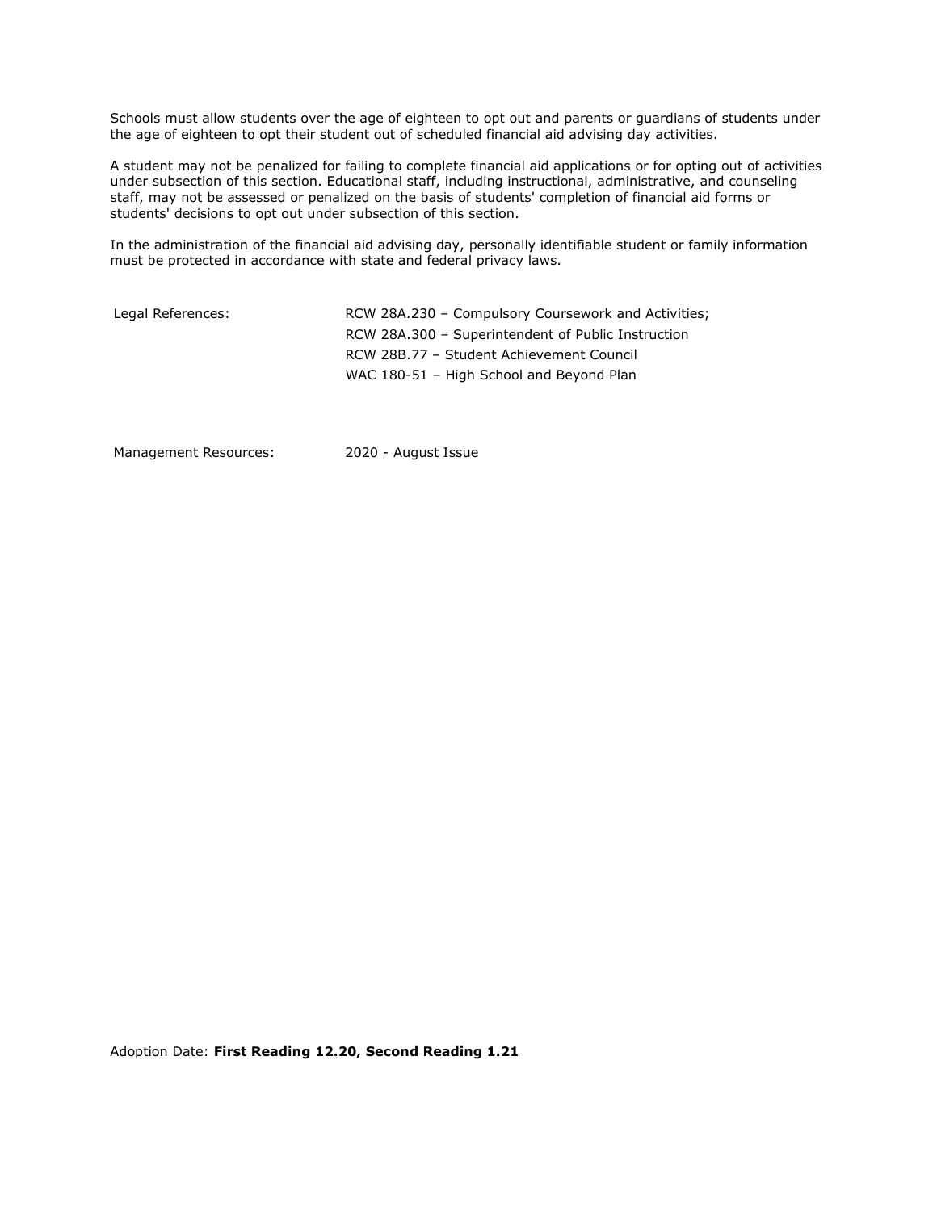Schools must allow students over the age of eighteen to opt out and parents or guardians of students under the age of eighteen to opt their student out of scheduled financial aid advising day activities.

A student may not be penalized for failing to complete financial aid applications or for opting out of activities under subsection of this section. Educational staff, including instructional, administrative, and counseling staff, may not be assessed or penalized on the basis of students' completion of financial aid forms or students' decisions to opt out under subsection of this section.

In the administration of the financial aid advising day, personally identifiable student or family information must be protected in accordance with state and federal privacy laws.

| | |
|---|---|
| Legal References: | RCW 28A.230 – Compulsory Coursework and Activities; |
| | RCW 28A.300 – Superintendent of Public Instruction |
| | RCW 28B.77 – Student Achievement Council |
| | WAC 180-51 – High School and Beyond Plan |

| | |
|---|---|
| Management Resources: | 2020 - August Issue |

Adoption Date: **First Reading 12.20, Second Reading 1.21**